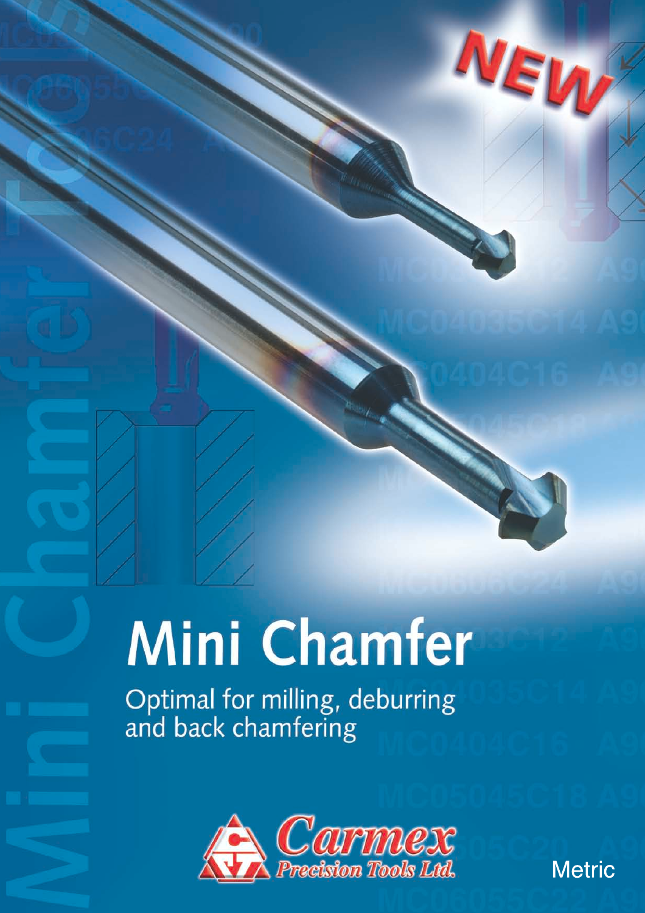NEW

# Mini Chamfer

Optimal for milling, deburring and back chamfering

Carmex Precision Tools Ltd.

Metric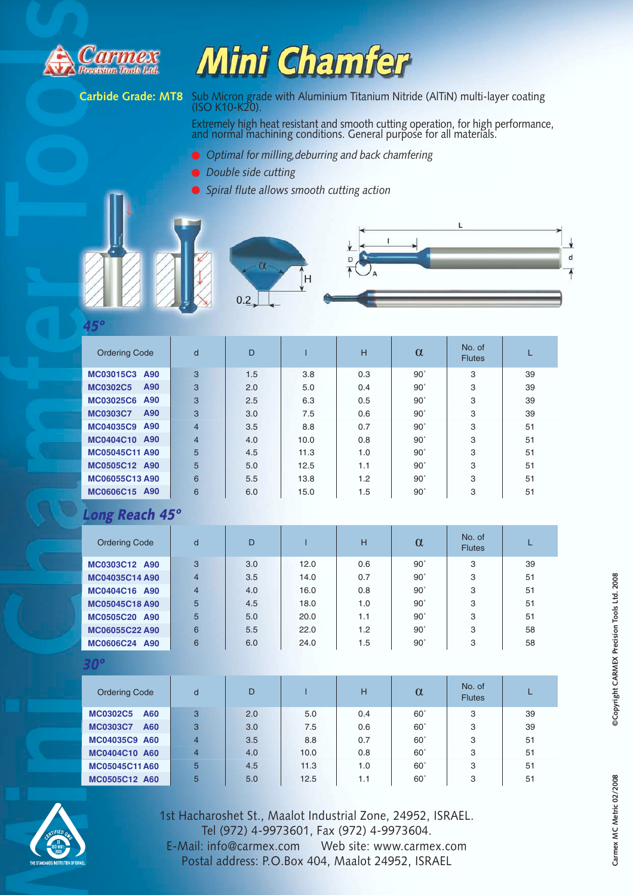# Carmex Precision Tools Ltd.

# Mini Chamfer

**Carbide Grade: MT8** Sub Micron grade with Aluminium Titanium Nitride (AlTiN) multi-layer coating (ISO K10-K20).

Extremely high heat resistant and smooth cutting operation, for high performance, and normal machining conditions. General purpose for all materials.

- *Optimal for milling,deburring and back chamfering*
- *Double side cutting*
- *Spiral flute allows smooth cutting action*

α H 0.2 L l D d A

## 45°

| Ordering Code | d | D | l | H | α | No. of Flutes | L |
|---|---|---|---|---|---|---|---|
| MC03015C3 A90 | 3 | 1.5 | 3.8 | 0.3 | 90˚ | 3 | 39 |
| MC0302C5 A90 | 3 | 2.0 | 5.0 | 0.4 | 90˚ | 3 | 39 |
| MC03025C6 A90 | 3 | 2.5 | 6.3 | 0.5 | 90˚ | 3 | 39 |
| MC0303C7 A90 | 3 | 3.0 | 7.5 | 0.6 | 90˚ | 3 | 39 |
| MC04035C9 A90 | 4 | 3.5 | 8.8 | 0.7 | 90˚ | 3 | 51 |
| MC0404C10 A90 | 4 | 4.0 | 10.0 | 0.8 | 90˚ | 3 | 51 |
| MC05045C11 A90 | 5 | 4.5 | 11.3 | 1.0 | 90˚ | 3 | 51 |
| MC0505C12 A90 | 5 | 5.0 | 12.5 | 1.1 | 90˚ | 3 | 51 |
| MC06055C13 A90 | 6 | 5.5 | 13.8 | 1.2 | 90˚ | 3 | 51 |
| MC0606C15 A90 | 6 | 6.0 | 15.0 | 1.5 | 90˚ | 3 | 51 |

## Long Reach 45°

| Ordering Code | d | D | l | H | α | No. of Flutes | L |
|---|---|---|---|---|---|---|---|
| MC0303C12 A90 | 3 | 3.0 | 12.0 | 0.6 | 90˚ | 3 | 39 |
| MC04035C14 A90 | 4 | 3.5 | 14.0 | 0.7 | 90˚ | 3 | 51 |
| MC0404C16 A90 | 4 | 4.0 | 16.0 | 0.8 | 90˚ | 3 | 51 |
| MC05045C18 A90 | 5 | 4.5 | 18.0 | 1.0 | 90˚ | 3 | 51 |
| MC0505C20 A90 | 5 | 5.0 | 20.0 | 1.1 | 90˚ | 3 | 51 |
| MC06055C22 A90 | 6 | 5.5 | 22.0 | 1.2 | 90˚ | 3 | 58 |
| MC0606C24 A90 | 6 | 6.0 | 24.0 | 1.5 | 90˚ | 3 | 58 |

## 30°

| Ordering Code | d | D | l | H | α | No. of Flutes | L |
|---|---|---|---|---|---|---|---|
| MC0302C5 A60 | 3 | 2.0 | 5.0 | 0.4 | 60˚ | 3 | 39 |
| MC0303C7 A60 | 3 | 3.0 | 7.5 | 0.6 | 60˚ | 3 | 39 |
| MC04035C9 A60 | 4 | 3.5 | 8.8 | 0.7 | 60˚ | 3 | 51 |
| MC0404C10 A60 | 4 | 4.0 | 10.0 | 0.8 | 60˚ | 3 | 51 |
| MC05045C11 A60 | 5 | 4.5 | 11.3 | 1.0 | 60˚ | 3 | 51 |
| MC0505C12 A60 | 5 | 5.0 | 12.5 | 1.1 | 60˚ | 3 | 51 |

CERTIFIED QMS SI ISO 9001: 2000 THE STANDARDS INSTITUTION OF ISRAEL

1st Hacharoshet St., Maalot Industrial Zone, 24952, ISRAEL.
Tel (972) 4-9973601, Fax (972) 4-9973604.
E-Mail: info@carmex.com Web site: www.carmex.com
Postal address: P.O.Box 404, Maalot 24952, ISRAEL

©Copyright CARMEX Precision Tools Ltd. 2008

Carmex MC Metric 02/2008